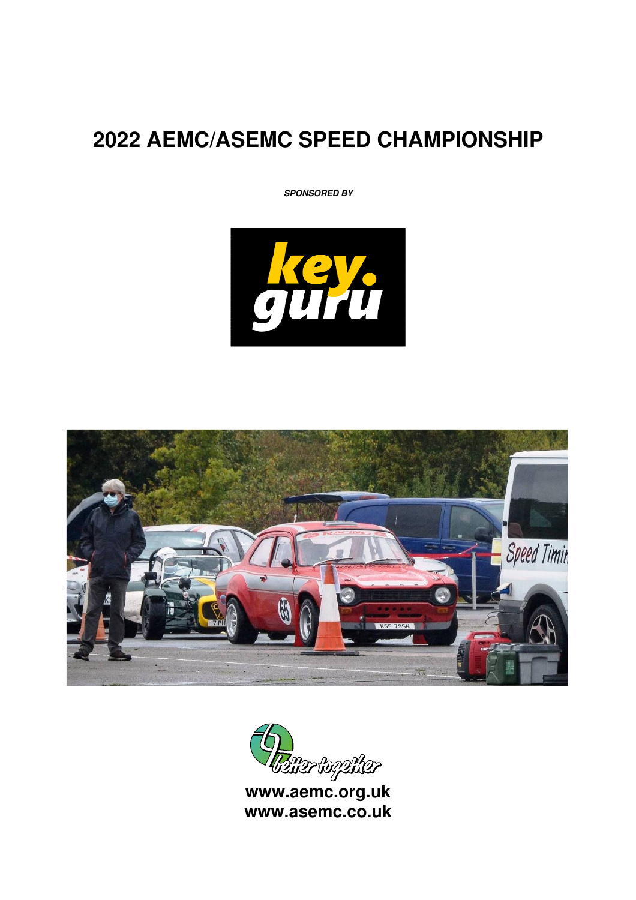# 2022 AEMC/ASEMC SPEED CHAMPIONSHIP

***SPONSORED BY***

**www.aemc.org.uk**
**www.asemc.co.uk**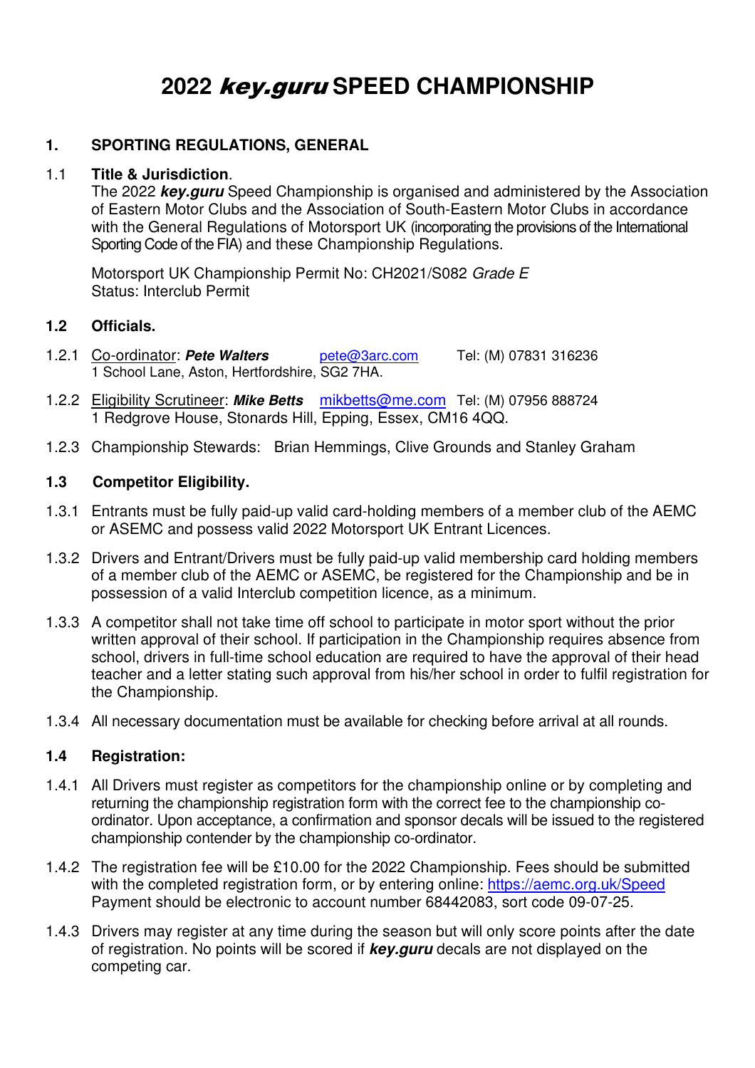# 2022 ***key.guru*** SPEED CHAMPIONSHIP

## 1. SPORTING REGULATIONS, GENERAL

### 1.1 Title & Jurisdiction.

The 2022 ***key.guru*** Speed Championship is organised and administered by the Association of Eastern Motor Clubs and the Association of South-Eastern Motor Clubs in accordance with the General Regulations of Motorsport UK (incorporating the provisions of the International Sporting Code of the FIA) and these Championship Regulations.

Motorsport UK Championship Permit No: CH2021/S082 *Grade E*
Status: Interclub Permit

### 1.2 Officials.

1.2.1 Co-ordinator: ***Pete Walters*** pete@3arc.com Tel: (M) 07831 316236
1 School Lane, Aston, Hertfordshire, SG2 7HA.

1.2.2 Eligibility Scrutineer: ***Mike Betts*** mikbetts@me.com Tel: (M) 07956 888724
1 Redgrove House, Stonards Hill, Epping, Essex, CM16 4QQ.

1.2.3 Championship Stewards: Brian Hemmings, Clive Grounds and Stanley Graham

### 1.3 Competitor Eligibility.

1.3.1 Entrants must be fully paid-up valid card-holding members of a member club of the AEMC or ASEMC and possess valid 2022 Motorsport UK Entrant Licences.

1.3.2 Drivers and Entrant/Drivers must be fully paid-up valid membership card holding members of a member club of the AEMC or ASEMC, be registered for the Championship and be in possession of a valid Interclub competition licence, as a minimum.

1.3.3 A competitor shall not take time off school to participate in motor sport without the prior written approval of their school. If participation in the Championship requires absence from school, drivers in full-time school education are required to have the approval of their head teacher and a letter stating such approval from his/her school in order to fulfil registration for the Championship.

1.3.4 All necessary documentation must be available for checking before arrival at all rounds.

### 1.4 Registration:

1.4.1 All Drivers must register as competitors for the championship online or by completing and returning the championship registration form with the correct fee to the championship co-ordinator. Upon acceptance, a confirmation and sponsor decals will be issued to the registered championship contender by the championship co-ordinator.

1.4.2 The registration fee will be £10.00 for the 2022 Championship. Fees should be submitted with the completed registration form, or by entering online: https://aemc.org.uk/Speed Payment should be electronic to account number 68442083, sort code 09-07-25.

1.4.3 Drivers may register at any time during the season but will only score points after the date of registration. No points will be scored if ***key.guru*** decals are not displayed on the competing car.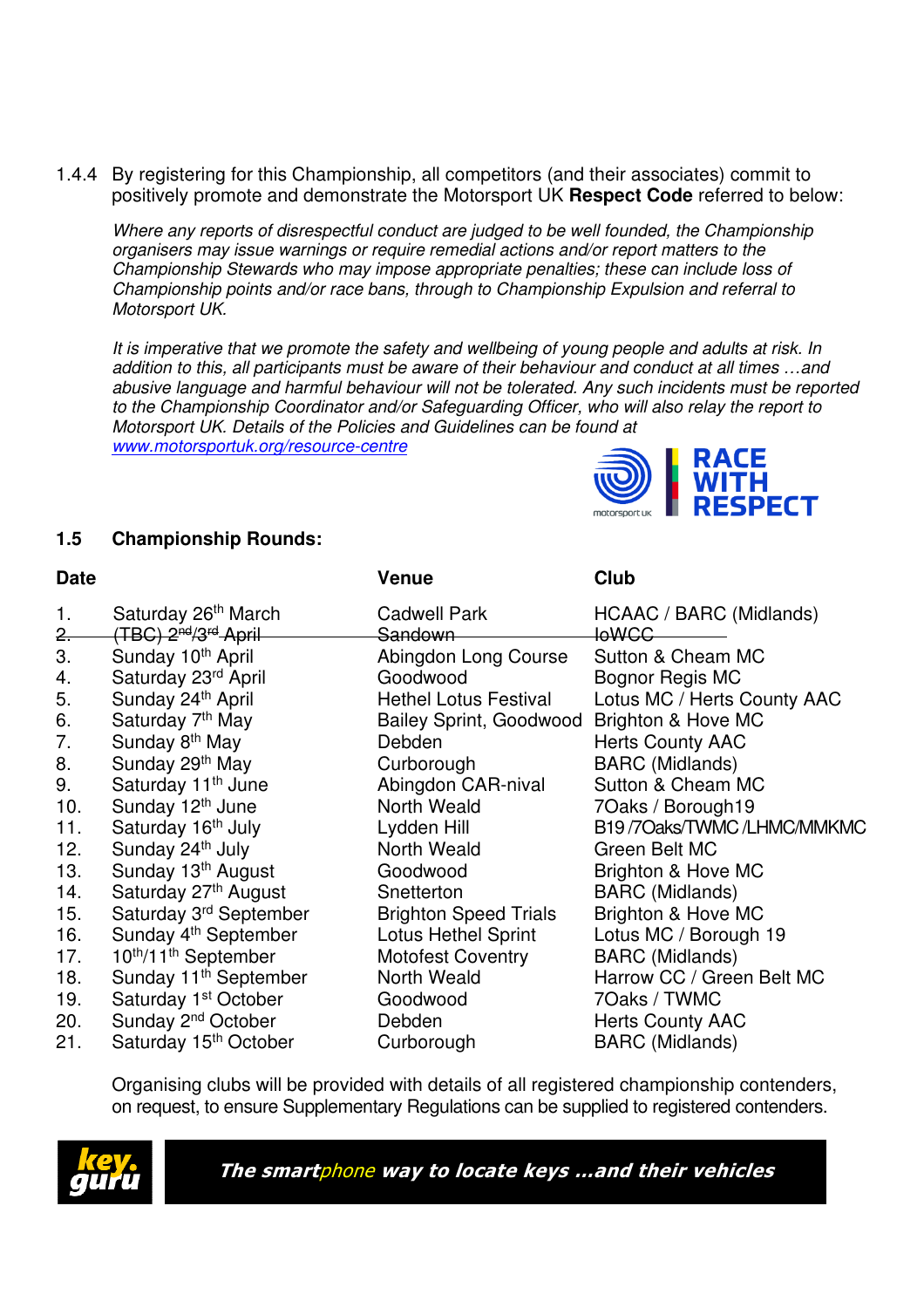1.4.4 By registering for this Championship, all competitors (and their associates) commit to positively promote and demonstrate the Motorsport UK **Respect Code** referred to below:

*Where any reports of disrespectful conduct are judged to be well founded, the Championship organisers may issue warnings or require remedial actions and/or report matters to the Championship Stewards who may impose appropriate penalties; these can include loss of Championship points and/or race bans, through to Championship Expulsion and referral to Motorsport UK.*

*It is imperative that we promote the safety and wellbeing of young people and adults at risk. In addition to this, all participants must be aware of their behaviour and conduct at all times …and abusive language and harmful behaviour will not be tolerated. Any such incidents must be reported to the Championship Coordinator and/or Safeguarding Officer, who will also relay the report to Motorsport UK. Details of the Policies and Guidelines can be found at [www.motorsportuk.org/resource-centre](www.motorsportuk.org/resource-centre)*

RACE WITH RESPECT

## 1.5 Championship Rounds:

| | Date | Venue | Club |
|---|---|---|---|
| 1. | Saturday 26th March | Cadwell Park | HCAAC / BARC (Midlands) |
| ~~2.~~ | ~~(TBC) 2nd/3rd April~~ | ~~Sandown~~ | ~~IoWCC~~ |
| 3. | Sunday 10th April | Abingdon Long Course | Sutton & Cheam MC |
| 4. | Saturday 23rd April | Goodwood | Bognor Regis MC |
| 5. | Sunday 24th April | Hethel Lotus Festival | Lotus MC / Herts County AAC |
| 6. | Saturday 7th May | Bailey Sprint, Goodwood | Brighton & Hove MC |
| 7. | Sunday 8th May | Debden | Herts County AAC |
| 8. | Sunday 29th May | Curborough | BARC (Midlands) |
| 9. | Saturday 11th June | Abingdon CAR-nival | Sutton & Cheam MC |
| 10. | Sunday 12th June | North Weald | 7Oaks / Borough19 |
| 11. | Saturday 16th July | Lydden Hill | B19 /7Oaks/TWMC /LHMC/MMKMC |
| 12. | Sunday 24th July | North Weald | Green Belt MC |
| 13. | Sunday 13th August | Goodwood | Brighton & Hove MC |
| 14. | Saturday 27th August | Snetterton | BARC (Midlands) |
| 15. | Saturday 3rd September | Brighton Speed Trials | Brighton & Hove MC |
| 16. | Sunday 4th September | Lotus Hethel Sprint | Lotus MC / Borough 19 |
| 17. | 10th/11th September | Motofest Coventry | BARC (Midlands) |
| 18. | Sunday 11th September | North Weald | Harrow CC / Green Belt MC |
| 19. | Saturday 1st October | Goodwood | 7Oaks / TWMC |
| 20. | Sunday 2nd October | Debden | Herts County AAC |
| 21. | Saturday 15th October | Curborough | BARC (Midlands) |

Organising clubs will be provided with details of all registered championship contenders, on request, to ensure Supplementary Regulations can be supplied to registered contenders.

key.guru — *The smartphone way to locate keys …and their vehicles*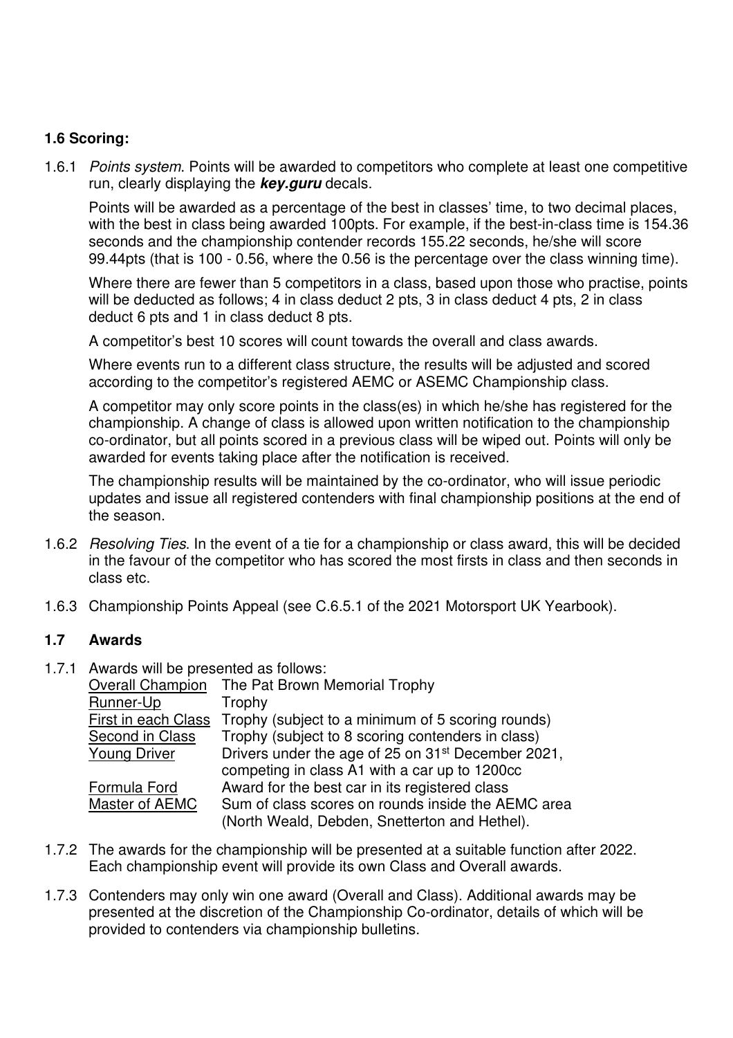### 1.6 Scoring:

1.6.1 *Points system*. Points will be awarded to competitors who complete at least one competitive run, clearly displaying the ***key.guru*** decals.

Points will be awarded as a percentage of the best in classes' time, to two decimal places, with the best in class being awarded 100pts. For example, if the best-in-class time is 154.36 seconds and the championship contender records 155.22 seconds, he/she will score 99.44pts (that is 100 - 0.56, where the 0.56 is the percentage over the class winning time).

Where there are fewer than 5 competitors in a class, based upon those who practise, points will be deducted as follows; 4 in class deduct 2 pts, 3 in class deduct 4 pts, 2 in class deduct 6 pts and 1 in class deduct 8 pts.

A competitor's best 10 scores will count towards the overall and class awards.

Where events run to a different class structure, the results will be adjusted and scored according to the competitor's registered AEMC or ASEMC Championship class.

A competitor may only score points in the class(es) in which he/she has registered for the championship. A change of class is allowed upon written notification to the championship co-ordinator, but all points scored in a previous class will be wiped out. Points will only be awarded for events taking place after the notification is received.

The championship results will be maintained by the co-ordinator, who will issue periodic updates and issue all registered contenders with final championship positions at the end of the season.

1.6.2 *Resolving Ties*. In the event of a tie for a championship or class award, this will be decided in the favour of the competitor who has scored the most firsts in class and then seconds in class etc.

1.6.3 Championship Points Appeal (see C.6.5.1 of the 2021 Motorsport UK Yearbook).

### 1.7 Awards

1.7.1 Awards will be presented as follows:

| | |
|---|---|
| Overall Champion | The Pat Brown Memorial Trophy |
| Runner-Up | Trophy |
| First in each Class | Trophy (subject to a minimum of 5 scoring rounds) |
| Second in Class | Trophy (subject to 8 scoring contenders in class) |
| Young Driver | Drivers under the age of 25 on 31st December 2021, competing in class A1 with a car up to 1200cc |
| Formula Ford | Award for the best car in its registered class |
| Master of AEMC | Sum of class scores on rounds inside the AEMC area (North Weald, Debden, Snetterton and Hethel). |

1.7.2 The awards for the championship will be presented at a suitable function after 2022. Each championship event will provide its own Class and Overall awards.

1.7.3 Contenders may only win one award (Overall and Class). Additional awards may be presented at the discretion of the Championship Co-ordinator, details of which will be provided to contenders via championship bulletins.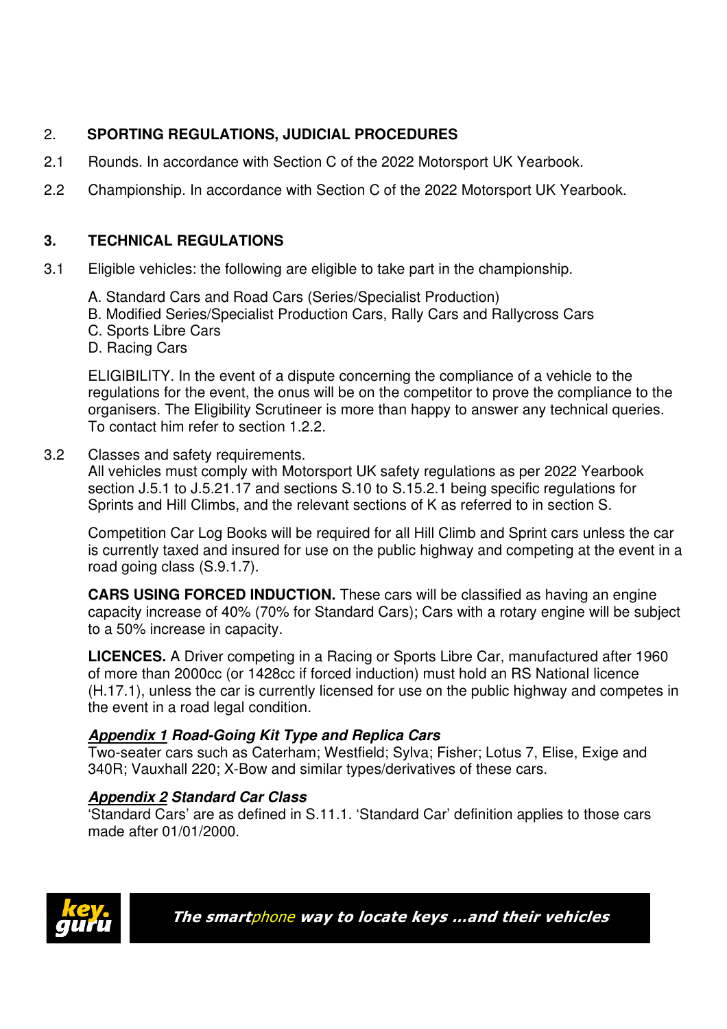## 2. SPORTING REGULATIONS, JUDICIAL PROCEDURES

2.1 Rounds. In accordance with Section C of the 2022 Motorsport UK Yearbook.

2.2 Championship. In accordance with Section C of the 2022 Motorsport UK Yearbook.

## 3. TECHNICAL REGULATIONS

3.1 Eligible vehicles: the following are eligible to take part in the championship.

A. Standard Cars and Road Cars (Series/Specialist Production)
B. Modified Series/Specialist Production Cars, Rally Cars and Rallycross Cars
C. Sports Libre Cars
D. Racing Cars

ELIGIBILITY. In the event of a dispute concerning the compliance of a vehicle to the regulations for the event, the onus will be on the competitor to prove the compliance to the organisers. The Eligibility Scrutineer is more than happy to answer any technical queries. To contact him refer to section 1.2.2.

3.2 Classes and safety requirements.
All vehicles must comply with Motorsport UK safety regulations as per 2022 Yearbook section J.5.1 to J.5.21.17 and sections S.10 to S.15.2.1 being specific regulations for Sprints and Hill Climbs, and the relevant sections of K as referred to in section S.

Competition Car Log Books will be required for all Hill Climb and Sprint cars unless the car is currently taxed and insured for use on the public highway and competing at the event in a road going class (S.9.1.7).

**CARS USING FORCED INDUCTION.** These cars will be classified as having an engine capacity increase of 40% (70% for Standard Cars); Cars with a rotary engine will be subject to a 50% increase in capacity.

**LICENCES.** A Driver competing in a Racing or Sports Libre Car, manufactured after 1960 of more than 2000cc (or 1428cc if forced induction) must hold an RS National licence (H.17.1), unless the car is currently licensed for use on the public highway and competes in the event in a road legal condition.

***Appendix 1* Road-Going Kit Type and Replica Cars**
Two-seater cars such as Caterham; Westfield; Sylva; Fisher; Lotus 7, Elise, Exige and 340R; Vauxhall 220; X-Bow and similar types/derivatives of these cars.

***Appendix 2* Standard Car Class**
'Standard Cars' are as defined in S.11.1. 'Standard Car' definition applies to those cars made after 01/01/2000.

key.guru — *The smartphone way to locate keys ...and their vehicles*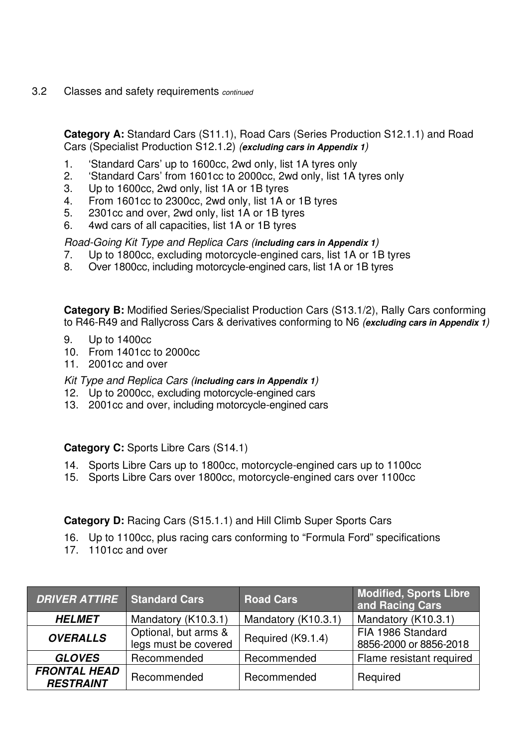3.2 Classes and safety requirements *continued*

**Category A:** Standard Cars (S11.1), Road Cars (Series Production S12.1.1) and Road Cars (Specialist Production S12.1.2) ***(excluding cars in Appendix 1)***

1. 'Standard Cars' up to 1600cc, 2wd only, list 1A tyres only
2. 'Standard Cars' from 1601cc to 2000cc, 2wd only, list 1A tyres only
3. Up to 1600cc, 2wd only, list 1A or 1B tyres
4. From 1601cc to 2300cc, 2wd only, list 1A or 1B tyres
5. 2301cc and over, 2wd only, list 1A or 1B tyres
6. 4wd cars of all capacities, list 1A or 1B tyres

*Road-Going Kit Type and Replica Cars (**including cars in Appendix 1**)*

7. Up to 1800cc, excluding motorcycle-engined cars, list 1A or 1B tyres
8. Over 1800cc, including motorcycle-engined cars, list 1A or 1B tyres

**Category B:** Modified Series/Specialist Production Cars (S13.1/2), Rally Cars conforming to R46-R49 and Rallycross Cars & derivatives conforming to N6 ***(excluding cars in Appendix 1)***

9. Up to 1400cc
10. From 1401cc to 2000cc
11. 2001cc and over

*Kit Type and Replica Cars (**including cars in Appendix 1**)*

12. Up to 2000cc, excluding motorcycle-engined cars
13. 2001cc and over, including motorcycle-engined cars

**Category C:** Sports Libre Cars (S14.1)

14. Sports Libre Cars up to 1800cc, motorcycle-engined cars up to 1100cc
15. Sports Libre Cars over 1800cc, motorcycle-engined cars over 1100cc

**Category D:** Racing Cars (S15.1.1) and Hill Climb Super Sports Cars

16. Up to 1100cc, plus racing cars conforming to "Formula Ford" specifications
17. 1101cc and over

| ***DRIVER ATTIRE*** | **Standard Cars** | **Road Cars** | **Modified, Sports Libre and Racing Cars** |
|---|---|---|---|
| ***HELMET*** | Mandatory (K10.3.1) | Mandatory (K10.3.1) | Mandatory (K10.3.1) |
| ***OVERALLS*** | Optional, but arms & legs must be covered | Required (K9.1.4) | FIA 1986 Standard 8856-2000 or 8856-2018 |
| ***GLOVES*** | Recommended | Recommended | Flame resistant required |
| ***FRONTAL HEAD RESTRAINT*** | Recommended | Recommended | Required |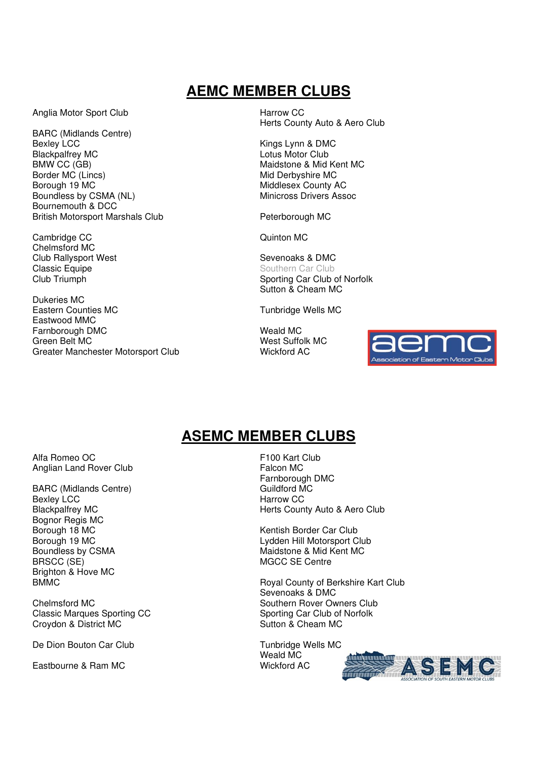# AEMC MEMBER CLUBS

Anglia Motor Sport Club

BARC (Midlands Centre)
Bexley LCC
Blackpalfrey MC
BMW CC (GB)
Border MC (Lincs)
Borough 19 MC
Boundless by CSMA (NL)
Bournemouth & DCC
British Motorsport Marshals Club

Cambridge CC
Chelmsford MC
Club Rallysport West
Classic Equipe
Club Triumph

Dukeries MC
Eastern Counties MC
Eastwood MMC
Farnborough DMC
Green Belt MC
Greater Manchester Motorsport Club

Harrow CC
Herts County Auto & Aero Club

Kings Lynn & DMC
Lotus Motor Club
Maidstone & Mid Kent MC
Mid Derbyshire MC
Middlesex County AC
Minicross Drivers Assoc

Peterborough MC

Quinton MC

Sevenoaks & DMC
Southern Car Club
Sporting Car Club of Norfolk
Sutton & Cheam MC

Tunbridge Wells MC

Weald MC
West Suffolk MC
Wickford AC

aemc
Association of Eastern Motor Clubs

# ASEMC MEMBER CLUBS

Alfa Romeo OC
Anglian Land Rover Club

BARC (Midlands Centre)
Bexley LCC
Blackpalfrey MC
Bognor Regis MC
Borough 18 MC
Borough 19 MC
Boundless by CSMA
BRSCC (SE)
Brighton & Hove MC
BMMC

Chelmsford MC
Classic Marques Sporting CC
Croydon & District MC

De Dion Bouton Car Club

Eastbourne & Ram MC

F100 Kart Club
Falcon MC
Farnborough DMC
Guildford MC
Harrow CC
Herts County Auto & Aero Club

Kentish Border Car Club
Lydden Hill Motorsport Club
Maidstone & Mid Kent MC
MGCC SE Centre

Royal County of Berkshire Kart Club
Sevenoaks & DMC
Southern Rover Owners Club
Sporting Car Club of Norfolk
Sutton & Cheam MC

Tunbridge Wells MC
Weald MC
Wickford AC

ASEMC
ASSOCIATION OF SOUTH EASTERN MOTOR CLUBS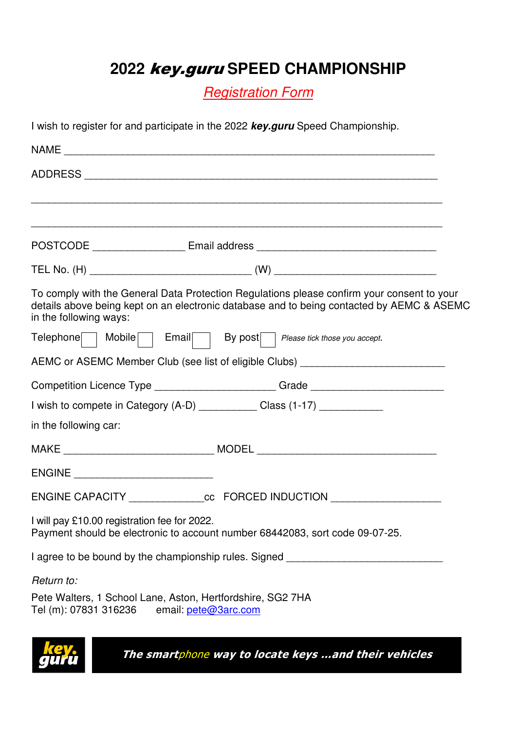# 2022 ***key.guru*** SPEED CHAMPIONSHIP

## *Registration Form*

I wish to register for and participate in the 2022 ***key.guru*** Speed Championship.

NAME ____________________________________________________________

ADDRESS _________________________________________________________

_________________________________________________________________

_________________________________________________________________

POSTCODE _______________ Email address _____________________________

TEL No. (H) ___________________________ (W) ___________________________

To comply with the General Data Protection Regulations please confirm your consent to your details above being kept on an electronic database and to being contacted by AEMC & ASEMC in the following ways:

Telephone ☐ Mobile ☐ Email ☐ By post ☐ *Please tick those you accept.*

AEMC or ASEMC Member Club (see list of eligible Clubs) _______________________

Competition Licence Type ____________________ Grade ______________________

I wish to compete in Category (A-D) _________ Class (1-17) __________

in the following car:

MAKE _________________________ MODEL ______________________________

ENGINE _______________________

ENGINE CAPACITY ____________cc FORCED INDUCTION __________________

I will pay £10.00 registration fee for 2022.
Payment should be electronic to account number 68442083, sort code 09-07-25.

I agree to be bound by the championship rules. Signed _________________________

*Return to:*

Pete Walters, 1 School Lane, Aston, Hertfordshire, SG2 7HA
Tel (m): 07831 316236 email: pete@3arc.com

key.guru

***The smartphone way to locate keys ...and their vehicles***